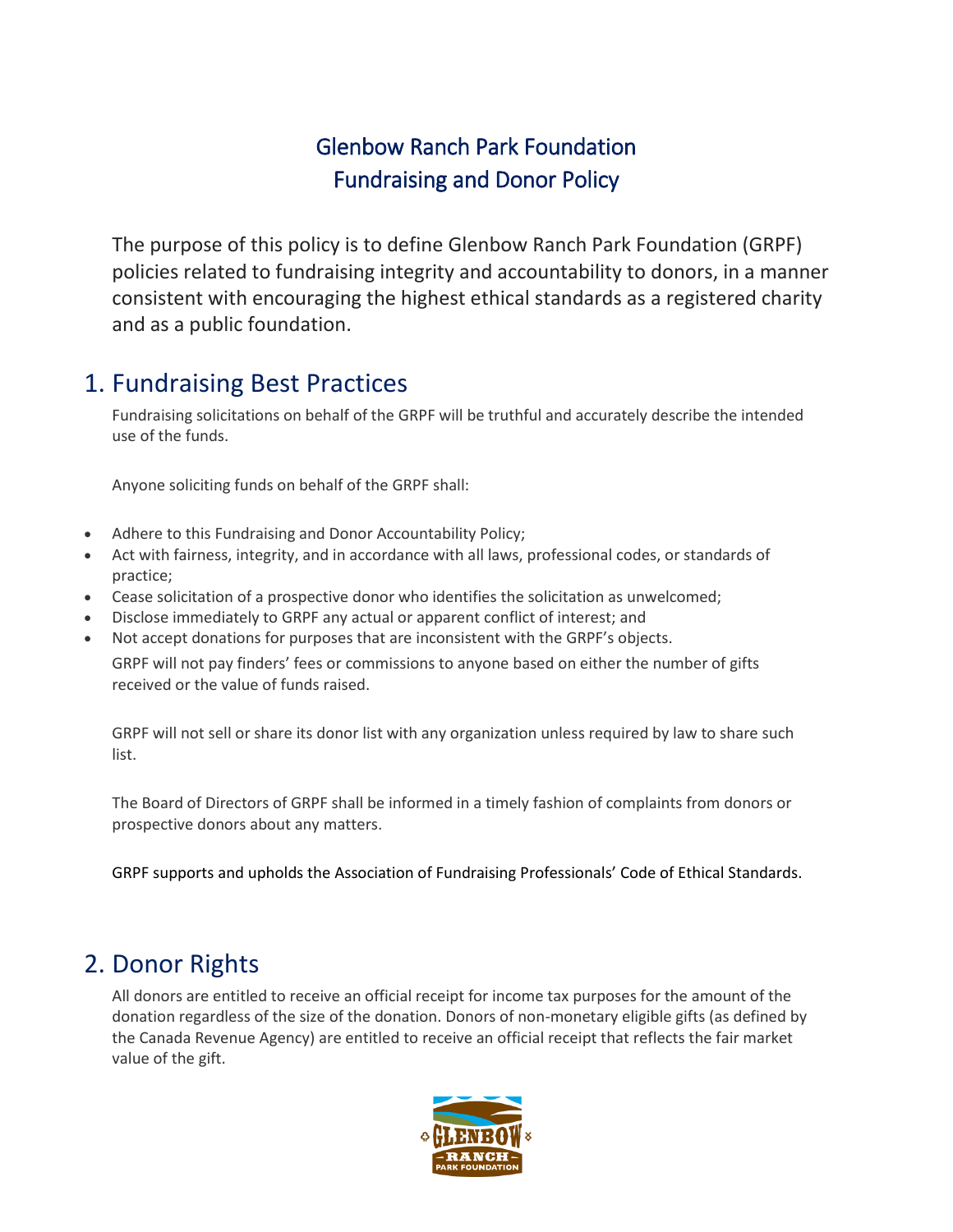# Glenbow Ranch Park Foundation
# Fundraising and Donor Policy

The purpose of this policy is to define Glenbow Ranch Park Foundation (GRPF) policies related to fundraising integrity and accountability to donors, in a manner consistent with encouraging the highest ethical standards as a registered charity and as a public foundation.

## 1. Fundraising Best Practices

Fundraising solicitations on behalf of the GRPF will be truthful and accurately describe the intended use of the funds.

Anyone soliciting funds on behalf of the GRPF shall:

- Adhere to this Fundraising and Donor Accountability Policy;
- Act with fairness, integrity, and in accordance with all laws, professional codes, or standards of practice;
- Cease solicitation of a prospective donor who identifies the solicitation as unwelcomed;
- Disclose immediately to GRPF any actual or apparent conflict of interest; and
- Not accept donations for purposes that are inconsistent with the GRPF's objects.

GRPF will not pay finders' fees or commissions to anyone based on either the number of gifts received or the value of funds raised.

GRPF will not sell or share its donor list with any organization unless required by law to share such list.

The Board of Directors of GRPF shall be informed in a timely fashion of complaints from donors or prospective donors about any matters.

GRPF supports and upholds the Association of Fundraising Professionals' Code of Ethical Standards.

## 2. Donor Rights

All donors are entitled to receive an official receipt for income tax purposes for the amount of the donation regardless of the size of the donation. Donors of non-monetary eligible gifts (as defined by the Canada Revenue Agency) are entitled to receive an official receipt that reflects the fair market value of the gift.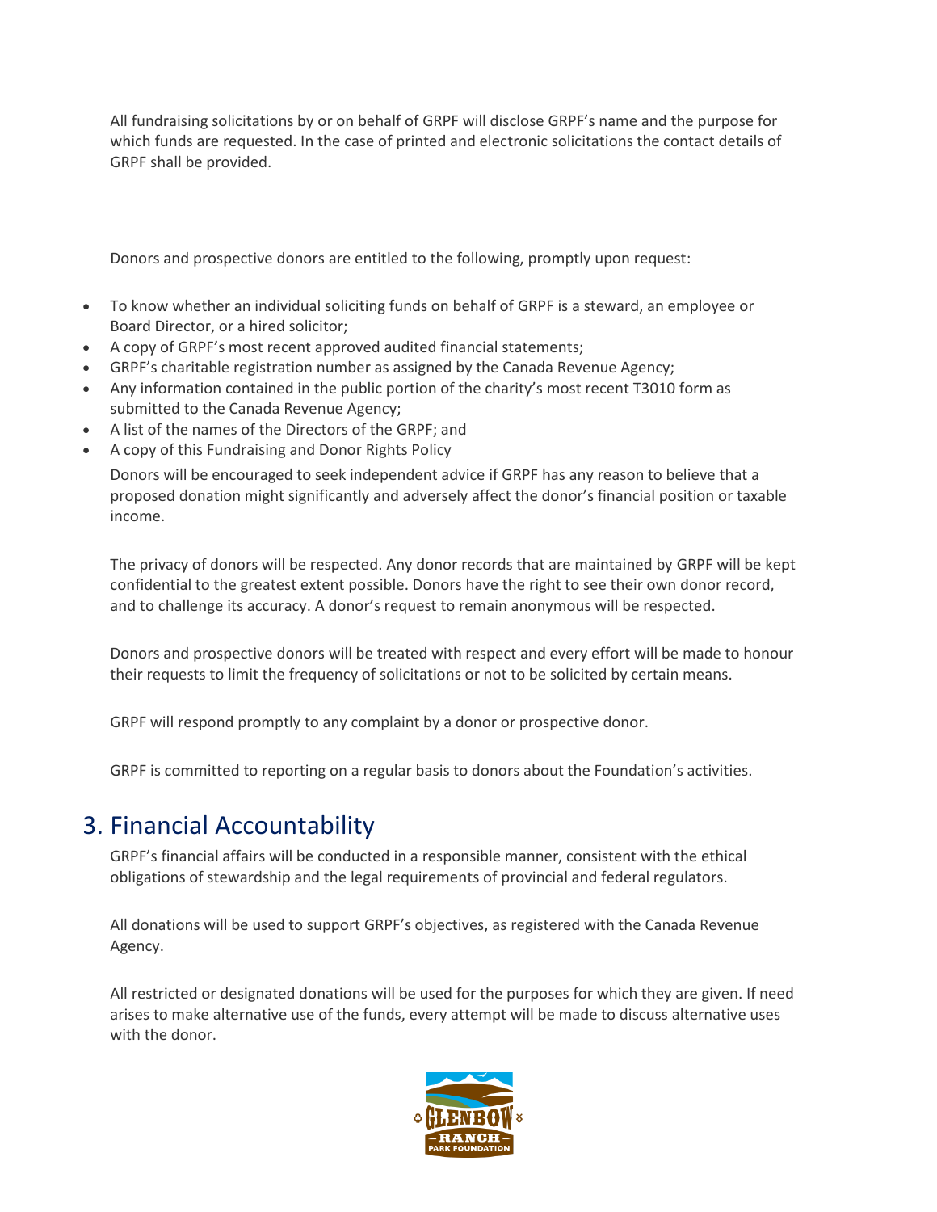All fundraising solicitations by or on behalf of GRPF will disclose GRPF's name and the purpose for which funds are requested. In the case of printed and electronic solicitations the contact details of GRPF shall be provided.

Donors and prospective donors are entitled to the following, promptly upon request:

- To know whether an individual soliciting funds on behalf of GRPF is a steward, an employee or Board Director, or a hired solicitor;
- A copy of GRPF's most recent approved audited financial statements;
- GRPF's charitable registration number as assigned by the Canada Revenue Agency;
- Any information contained in the public portion of the charity's most recent T3010 form as submitted to the Canada Revenue Agency;
- A list of the names of the Directors of the GRPF; and
- A copy of this Fundraising and Donor Rights Policy

Donors will be encouraged to seek independent advice if GRPF has any reason to believe that a proposed donation might significantly and adversely affect the donor's financial position or taxable income.

The privacy of donors will be respected. Any donor records that are maintained by GRPF will be kept confidential to the greatest extent possible. Donors have the right to see their own donor record, and to challenge its accuracy. A donor's request to remain anonymous will be respected.

Donors and prospective donors will be treated with respect and every effort will be made to honour their requests to limit the frequency of solicitations or not to be solicited by certain means.

GRPF will respond promptly to any complaint by a donor or prospective donor.

GRPF is committed to reporting on a regular basis to donors about the Foundation's activities.

## 3. Financial Accountability

GRPF's financial affairs will be conducted in a responsible manner, consistent with the ethical obligations of stewardship and the legal requirements of provincial and federal regulators.

All donations will be used to support GRPF's objectives, as registered with the Canada Revenue Agency.

All restricted or designated donations will be used for the purposes for which they are given. If need arises to make alternative use of the funds, every attempt will be made to discuss alternative uses with the donor.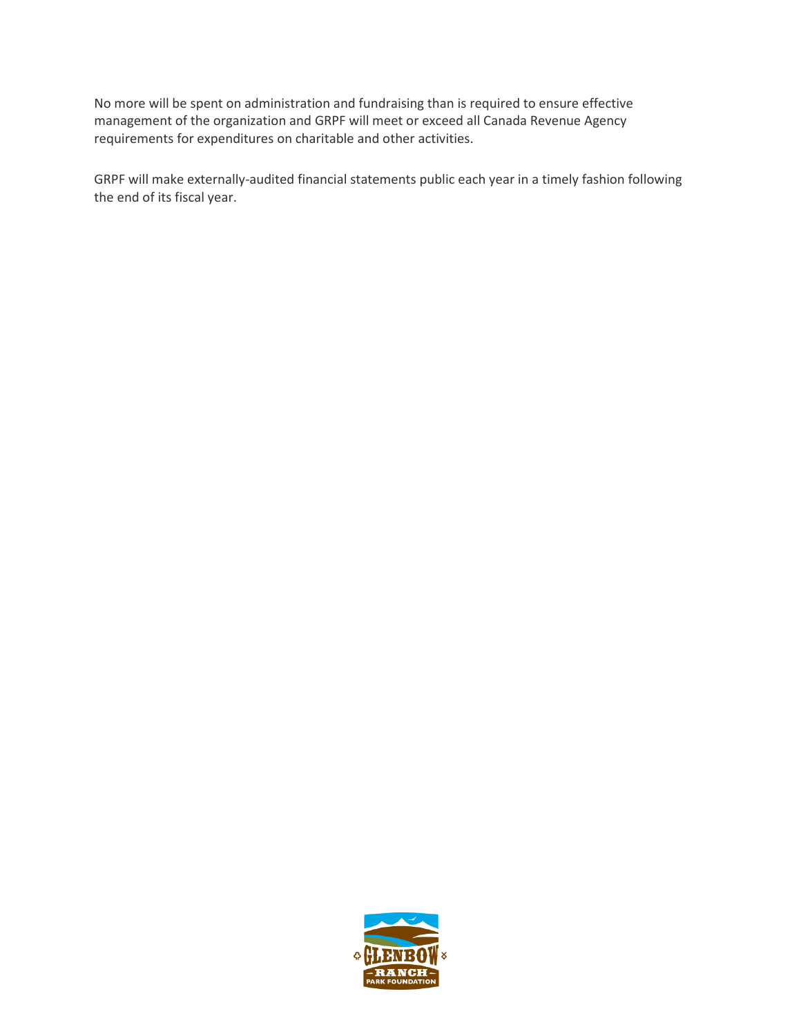No more will be spent on administration and fundraising than is required to ensure effective management of the organization and GRPF will meet or exceed all Canada Revenue Agency requirements for expenditures on charitable and other activities.

GRPF will make externally-audited financial statements public each year in a timely fashion following the end of its fiscal year.